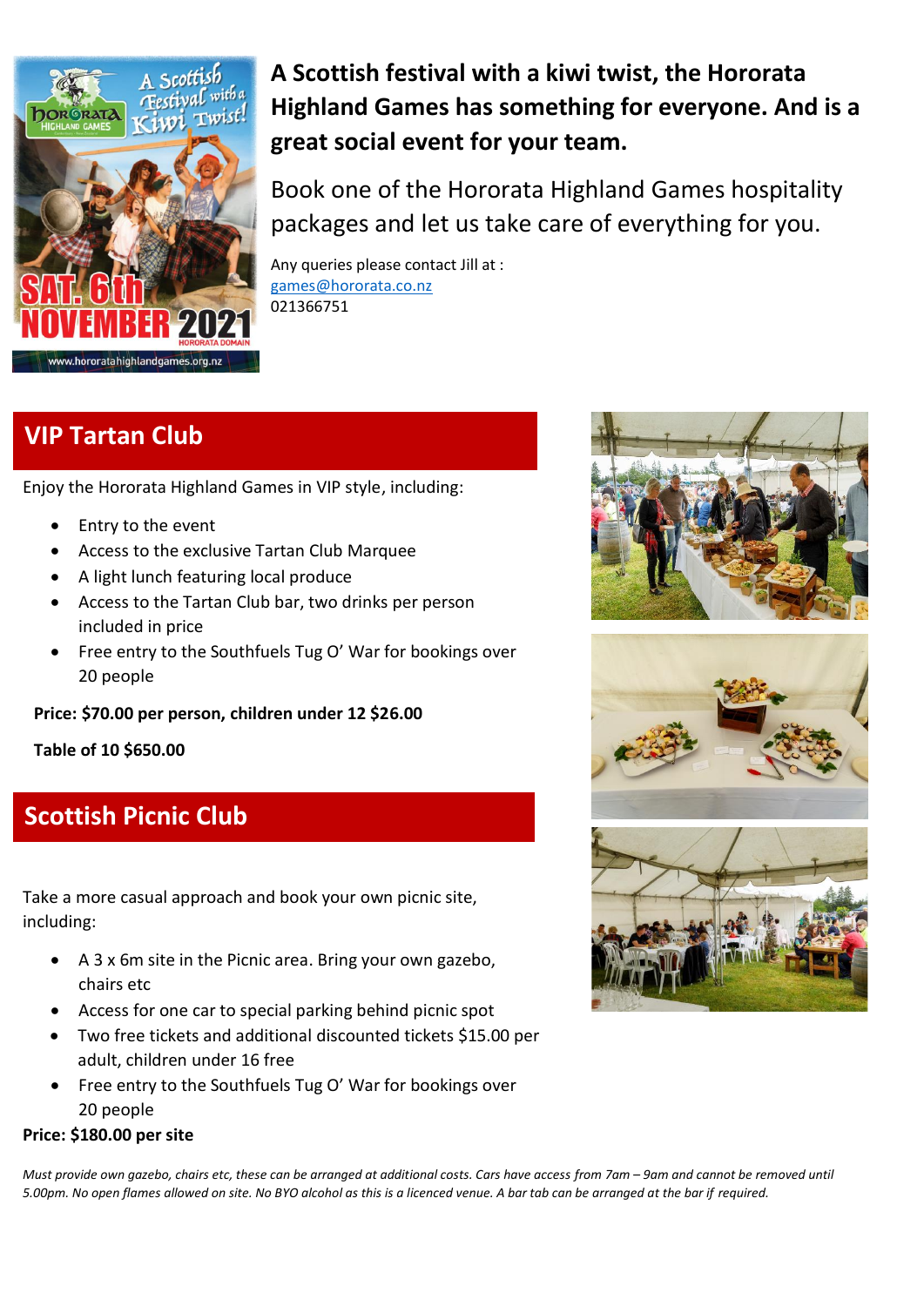**A Scottish festival with a kiwi twist, the Hororata Highland Games has something for everyone. And is a great social event for your team.**

Book one of the Hororata Highland Games hospitality packages and let us take care of everything for you.

Any queries please contact Jill at :
games@hororata.co.nz
021366751

## VIP Tartan Club

Enjoy the Hororata Highland Games in VIP style, including:

- Entry to the event
- Access to the exclusive Tartan Club Marquee
- A light lunch featuring local produce
- Access to the Tartan Club bar, two drinks per person included in price
- Free entry to the Southfuels Tug O' War for bookings over 20 people

**Price: $70.00 per person, children under 12 $26.00**

**Table of 10 $650.00**

## Scottish Picnic Club

Take a more casual approach and book your own picnic site, including:

- A 3 x 6m site in the Picnic area. Bring your own gazebo, chairs etc
- Access for one car to special parking behind picnic spot
- Two free tickets and additional discounted tickets $15.00 per adult, children under 16 free
- Free entry to the Southfuels Tug O' War for bookings over 20 people

**Price: $180.00 per site**

*Must provide own gazebo, chairs etc, these can be arranged at additional costs. Cars have access from 7am – 9am and cannot be removed until 5.00pm. No open flames allowed on site. No BYO alcohol as this is a licenced venue. A bar tab can be arranged at the bar if required.*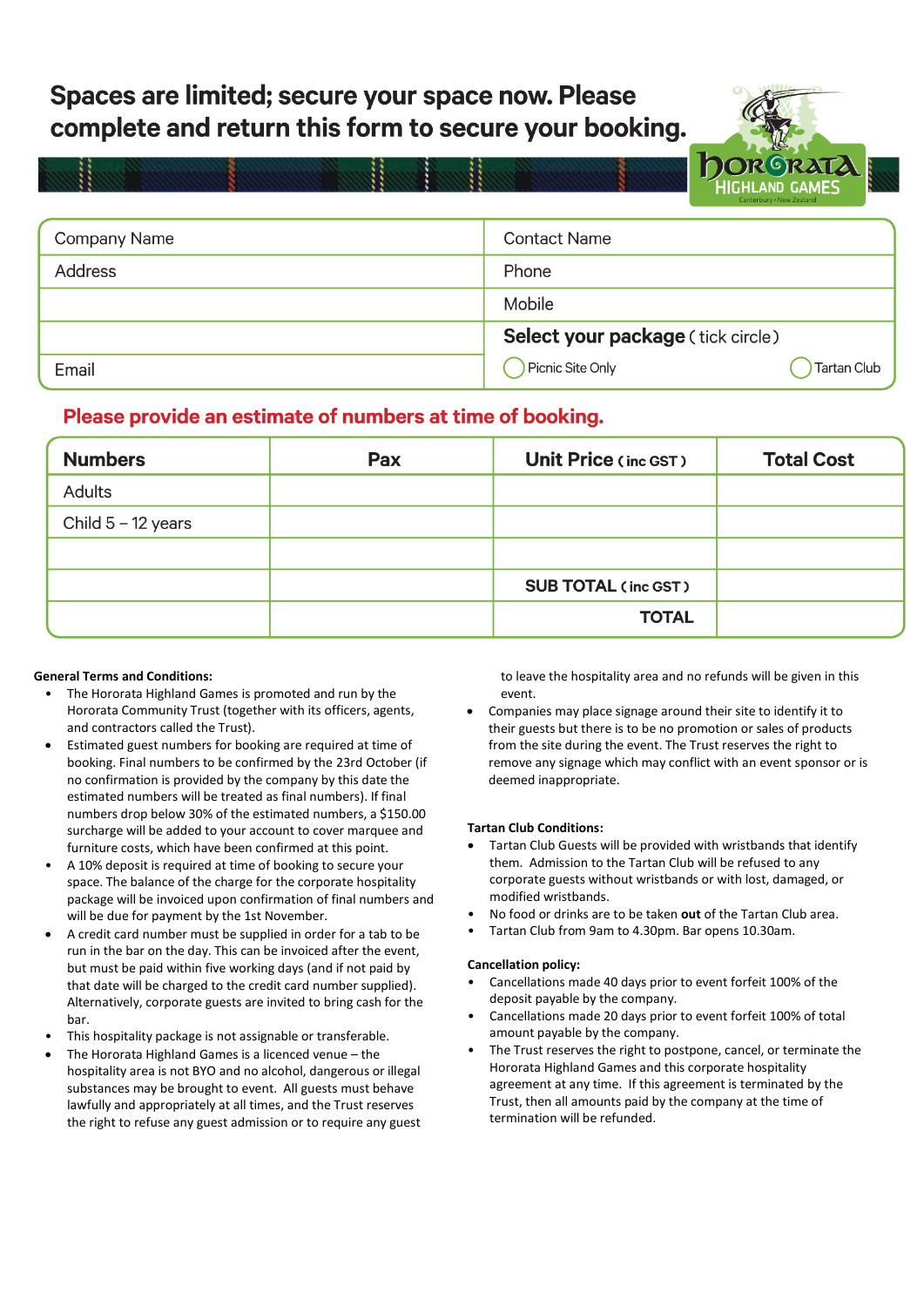# Spaces are limited; secure your space now. Please complete and return this form to secure your booking.

| | |
|---|---|
| Company Name | Contact Name |
| Address | Phone |
| | Mobile |
| | **Select your package** ( tick circle ) |
| Email | ◯ Picnic Site Only ◯ Tartan Club |

## Please provide an estimate of numbers at time of booking.

| Numbers | Pax | Unit Price ( inc GST ) | Total Cost |
|---|---|---|---|
| Adults | | | |
| Child 5 – 12 years | | | |
| | | | |
| | | **SUB TOTAL ( inc GST )** | |
| | | **TOTAL** | |

**General Terms and Conditions:**

- The Hororata Highland Games is promoted and run by the Hororata Community Trust (together with its officers, agents, and contractors called the Trust).
- Estimated guest numbers for booking are required at time of booking. Final numbers to be confirmed by the 23rd October (if no confirmation is provided by the company by this date the estimated numbers will be treated as final numbers). If final numbers drop below 30% of the estimated numbers, a $150.00 surcharge will be added to your account to cover marquee and furniture costs, which have been confirmed at this point.
- A 10% deposit is required at time of booking to secure your space. The balance of the charge for the corporate hospitality package will be invoiced upon confirmation of final numbers and will be due for payment by the 1st November.
- A credit card number must be supplied in order for a tab to be run in the bar on the day. This can be invoiced after the event, but must be paid within five working days (and if not paid by that date will be charged to the credit card number supplied). Alternatively, corporate guests are invited to bring cash for the bar.
- This hospitality package is not assignable or transferable.
- The Hororata Highland Games is a licenced venue – the hospitality area is not BYO and no alcohol, dangerous or illegal substances may be brought to event. All guests must behave lawfully and appropriately at all times, and the Trust reserves the right to refuse any guest admission or to require any guest to leave the hospitality area and no refunds will be given in this event.
- Companies may place signage around their site to identify it to their guests but there is to be no promotion or sales of products from the site during the event. The Trust reserves the right to remove any signage which may conflict with an event sponsor or is deemed inappropriate.

**Tartan Club Conditions:**

- Tartan Club Guests will be provided with wristbands that identify them. Admission to the Tartan Club will be refused to any corporate guests without wristbands or with lost, damaged, or modified wristbands.
- No food or drinks are to be taken **out** of the Tartan Club area.
- Tartan Club from 9am to 4.30pm. Bar opens 10.30am.

**Cancellation policy:**

- Cancellations made 40 days prior to event forfeit 100% of the deposit payable by the company.
- Cancellations made 20 days prior to event forfeit 100% of total amount payable by the company.
- The Trust reserves the right to postpone, cancel, or terminate the Hororata Highland Games and this corporate hospitality agreement at any time. If this agreement is terminated by the Trust, then all amounts paid by the company at the time of termination will be refunded.